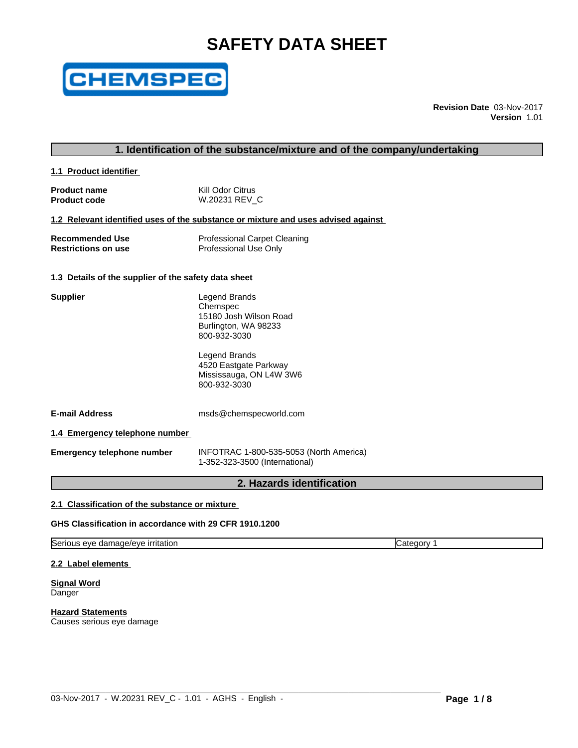# SAFETY DATA SHEET

**Revision Date** 03-Nov-2017
**Version** 1.01

## 1. Identification of the substance/mixture and of the company/undertaking

### 1.1 Product identifier

**Product name** Kill Odor Citrus
**Product code** W.20231 REV_C

### 1.2 Relevant identified uses of the substance or mixture and uses advised against

**Recommended Use** Professional Carpet Cleaning
**Restrictions on use** Professional Use Only

### 1.3 Details of the supplier of the safety data sheet

**Supplier**

Legend Brands
Chemspec
15180 Josh Wilson Road
Burlington, WA 98233
800-932-3030

Legend Brands
4520 Eastgate Parkway
Mississauga, ON L4W 3W6
800-932-3030

**E-mail Address** msds@chemspecworld.com

### 1.4 Emergency telephone number

**Emergency telephone number** INFOTRAC 1-800-535-5053 (North America)
1-352-323-3500 (International)

## 2. Hazards identification

### 2.1 Classification of the substance or mixture

**GHS Classification in accordance with 29 CFR 1910.1200**

| Serious eye damage/eye irritation | Category 1 |
|---|---|

### 2.2 Label elements

**Signal Word**
Danger

**Hazard Statements**
Causes serious eye damage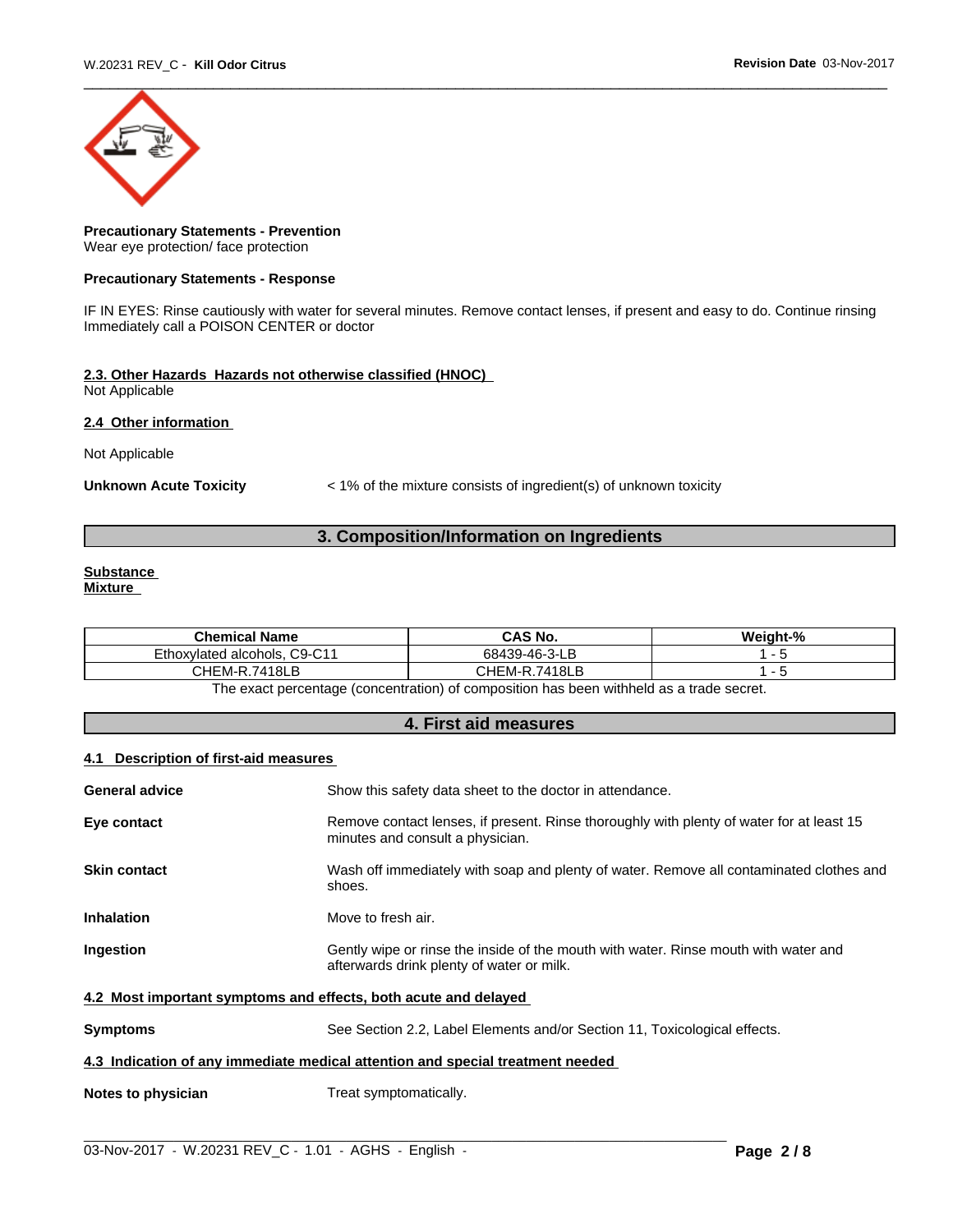**Precautionary Statements - Prevention**
Wear eye protection/ face protection

**Precautionary Statements - Response**

IF IN EYES: Rinse cautiously with water for several minutes. Remove contact lenses, if present and easy to do. Continue rinsing
Immediately call a POISON CENTER or doctor

**2.3. Other Hazards Hazards not otherwise classified (HNOC)**
Not Applicable

**2.4 Other information**

Not Applicable

**Unknown Acute Toxicity** < 1% of the mixture consists of ingredient(s) of unknown toxicity

## 3. Composition/Information on Ingredients

**Substance**
**Mixture**

| Chemical Name | CAS No. | Weight-% |
|---|---|---|
| Ethoxylated alcohols, C9-C11 | 68439-46-3-LB | 1 - 5 |
| CHEM-R.7418LB | CHEM-R.7418LB | 1 - 5 |

The exact percentage (concentration) of composition has been withheld as a trade secret.

## 4. First aid measures

**4.1 Description of first-aid measures**

**General advice** Show this safety data sheet to the doctor in attendance.

**Eye contact** Remove contact lenses, if present. Rinse thoroughly with plenty of water for at least 15 minutes and consult a physician.

**Skin contact** Wash off immediately with soap and plenty of water. Remove all contaminated clothes and shoes.

**Inhalation** Move to fresh air.

**Ingestion** Gently wipe or rinse the inside of the mouth with water. Rinse mouth with water and afterwards drink plenty of water or milk.

**4.2 Most important symptoms and effects, both acute and delayed**

**Symptoms** See Section 2.2, Label Elements and/or Section 11, Toxicological effects.

**4.3 Indication of any immediate medical attention and special treatment needed**

**Notes to physician** Treat symptomatically.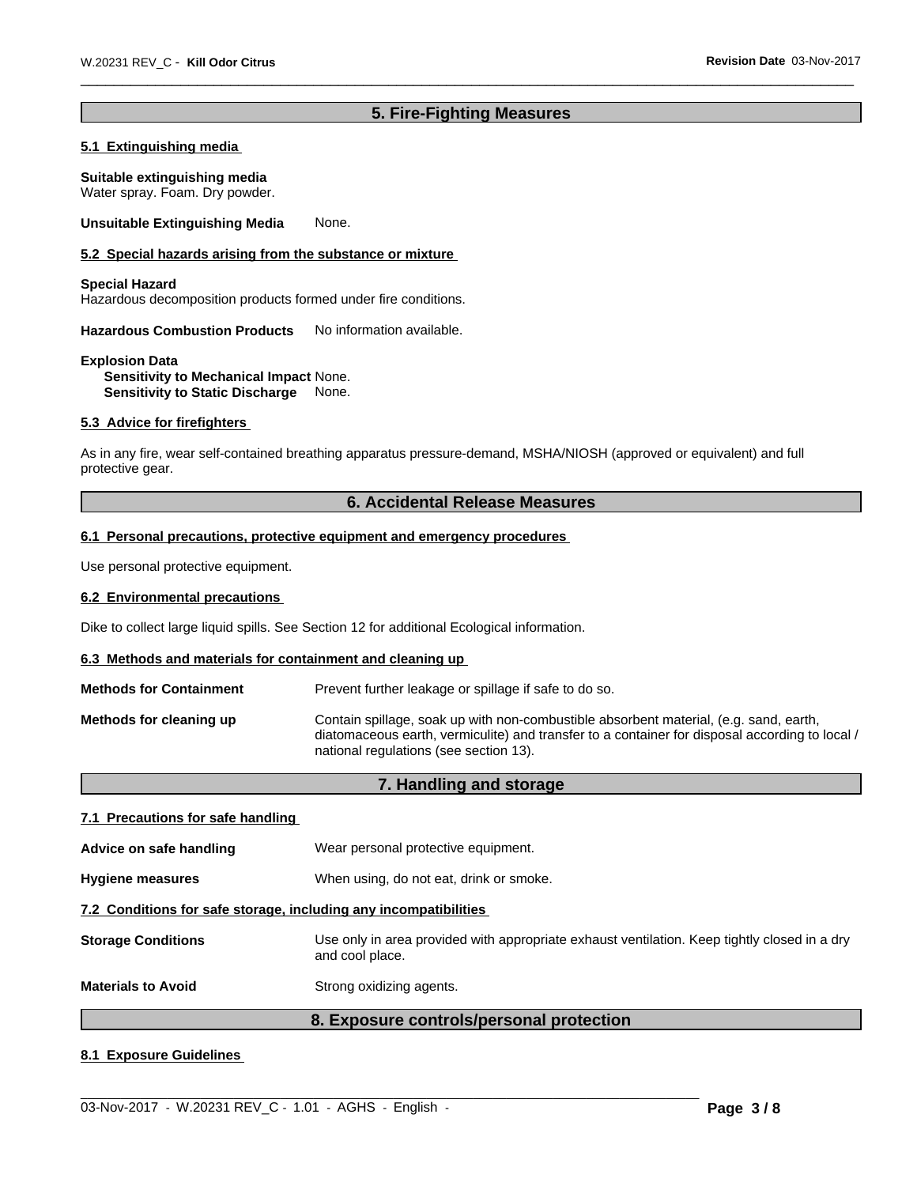## 5. Fire-Fighting Measures

### 5.1 Extinguishing media

**Suitable extinguishing media**
Water spray. Foam. Dry powder.

**Unsuitable Extinguishing Media** None.

### 5.2 Special hazards arising from the substance or mixture

**Special Hazard**
Hazardous decomposition products formed under fire conditions.

**Hazardous Combustion Products** No information available.

**Explosion Data**
**Sensitivity to Mechanical Impact** None.
**Sensitivity to Static Discharge** None.

### 5.3 Advice for firefighters

As in any fire, wear self-contained breathing apparatus pressure-demand, MSHA/NIOSH (approved or equivalent) and full protective gear.

## 6. Accidental Release Measures

### 6.1 Personal precautions, protective equipment and emergency procedures

Use personal protective equipment.

### 6.2 Environmental precautions

Dike to collect large liquid spills. See Section 12 for additional Ecological information.

### 6.3 Methods and materials for containment and cleaning up

**Methods for Containment** Prevent further leakage or spillage if safe to do so.

**Methods for cleaning up** Contain spillage, soak up with non-combustible absorbent material, (e.g. sand, earth, diatomaceous earth, vermiculite) and transfer to a container for disposal according to local / national regulations (see section 13).

## 7. Handling and storage

### 7.1 Precautions for safe handling

**Advice on safe handling** Wear personal protective equipment.

**Hygiene measures** When using, do not eat, drink or smoke.

### 7.2 Conditions for safe storage, including any incompatibilities

**Storage Conditions** Use only in area provided with appropriate exhaust ventilation. Keep tightly closed in a dry and cool place.

**Materials to Avoid** Strong oxidizing agents.

## 8. Exposure controls/personal protection

### 8.1 Exposure Guidelines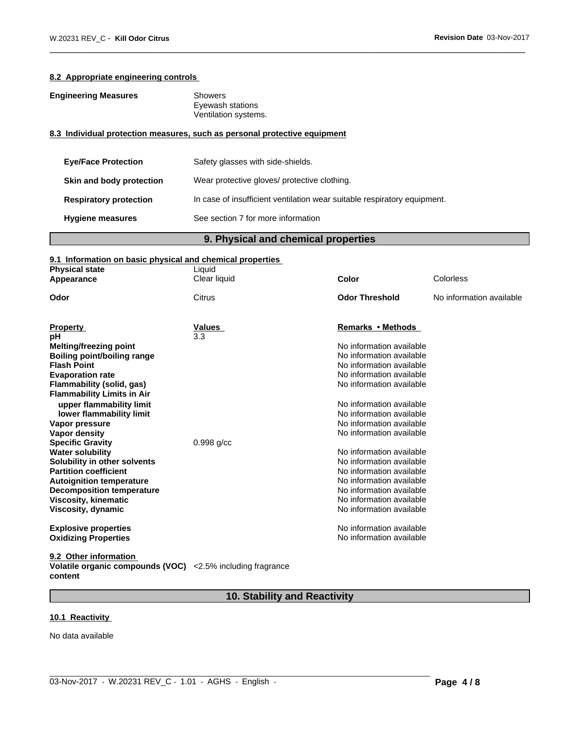### 8.2 Appropriate engineering controls

**Engineering Measures**
Showers
Eyewash stations
Ventilation systems.

### 8.3 Individual protection measures, such as personal protective equipment

| | |
|---|---|
| **Eye/Face Protection** | Safety glasses with side-shields. |
| **Skin and body protection** | Wear protective gloves/ protective clothing. |
| **Respiratory protection** | In case of insufficient ventilation wear suitable respiratory equipment. |
| **Hygiene measures** | See section 7 for more information |

## 9. Physical and chemical properties

### 9.1 Information on basic physical and chemical properties

| | | | |
|---|---|---|---|
| **Physical state** | Liquid | | |
| **Appearance** | Clear liquid | **Color** | Colorless |
| **Odor** | Citrus | **Odor Threshold** | No information available |

| Property | Values | Remarks • Methods |
|---|---|---|
| **pH** | 3.3 | |
| **Melting/freezing point** | | No information available |
| **Boiling point/boiling range** | | No information available |
| **Flash Point** | | No information available |
| **Evaporation rate** | | No information available |
| **Flammability (solid, gas)** | | No information available |
| **Flammability Limits in Air** | | |
| **upper flammability limit** | | No information available |
| **lower flammability limit** | | No information available |
| **Vapor pressure** | | No information available |
| **Vapor density** | | No information available |
| **Specific Gravity** | 0.998 g/cc | |
| **Water solubility** | | No information available |
| **Solubility in other solvents** | | No information available |
| **Partition coefficient** | | No information available |
| **Autoignition temperature** | | No information available |
| **Decomposition temperature** | | No information available |
| **Viscosity, kinematic** | | No information available |
| **Viscosity, dynamic** | | No information available |
| **Explosive properties** | | No information available |
| **Oxidizing Properties** | | No information available |

### 9.2 Other information

**Volatile organic compounds (VOC) content** <2.5% including fragrance

## 10. Stability and Reactivity

### 10.1 Reactivity

No data available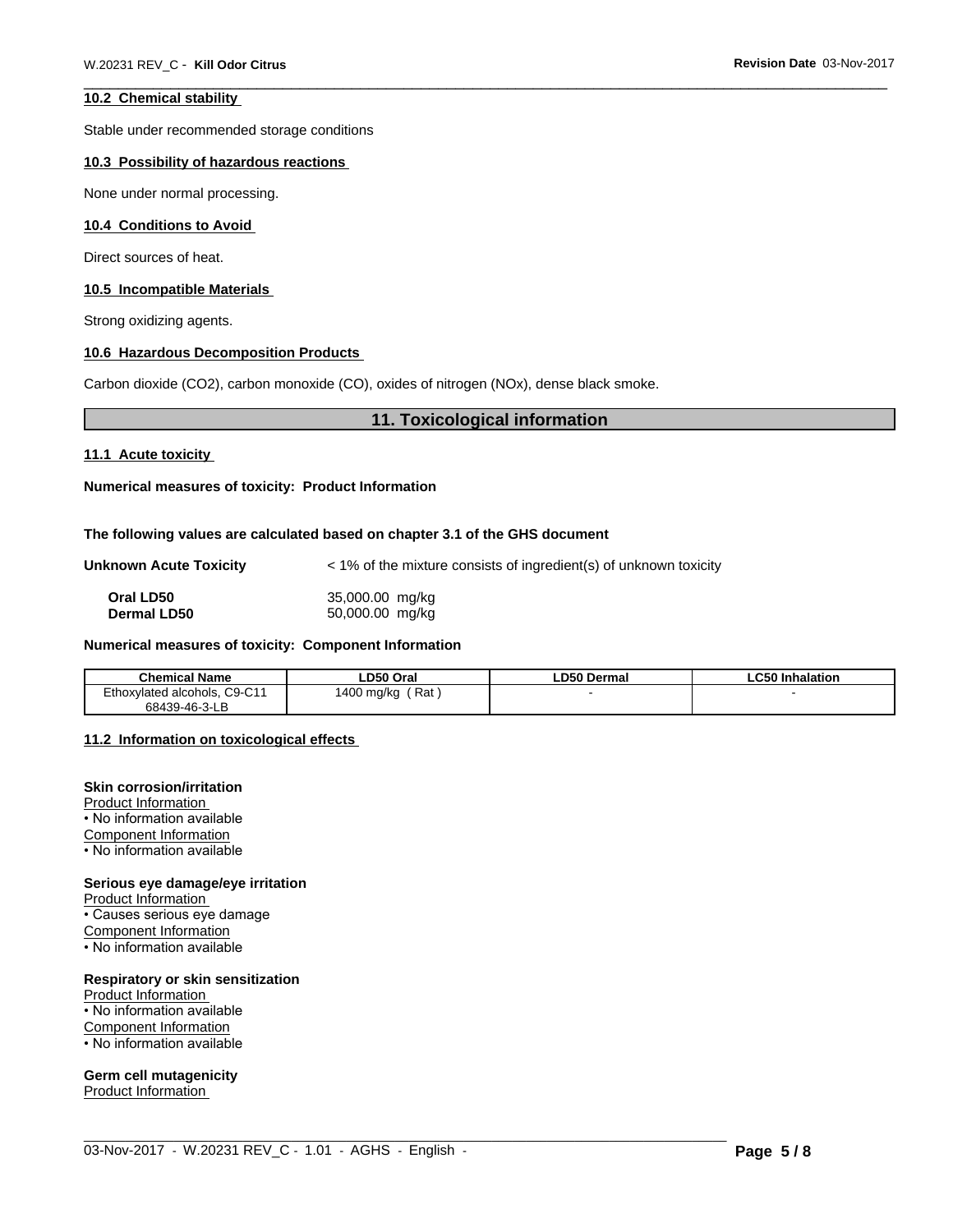#### 10.2 Chemical stability

Stable under recommended storage conditions

#### 10.3 Possibility of hazardous reactions

None under normal processing.

#### 10.4 Conditions to Avoid

Direct sources of heat.

#### 10.5 Incompatible Materials

Strong oxidizing agents.

#### 10.6 Hazardous Decomposition Products

Carbon dioxide ($CO_2$), carbon monoxide (CO), oxides of nitrogen (NOx), dense black smoke.

## 11. Toxicological information

#### 11.1 Acute toxicity

**Numerical measures of toxicity: Product Information**

**The following values are calculated based on chapter 3.1 of the GHS document**

**Unknown Acute Toxicity** < 1% of the mixture consists of ingredient(s) of unknown toxicity

| | |
|---|---|
| **Oral LD50** | 35,000.00 mg/kg |
| **Dermal LD50** | 50,000.00 mg/kg |

**Numerical measures of toxicity: Component Information**

| Chemical Name | LD50 Oral | LD50 Dermal | LC50 Inhalation |
|---|---|---|---|
| Ethoxylated alcohols, C9-C11 68439-46-3-LB | 1400 mg/kg ( Rat ) | - | - |

#### 11.2 Information on toxicological effects

**Skin corrosion/irritation**
Product Information
• No information available
Component Information
• No information available

**Serious eye damage/eye irritation**
Product Information
• Causes serious eye damage
Component Information
• No information available

**Respiratory or skin sensitization**
Product Information
• No information available
Component Information
• No information available

**Germ cell mutagenicity**
Product Information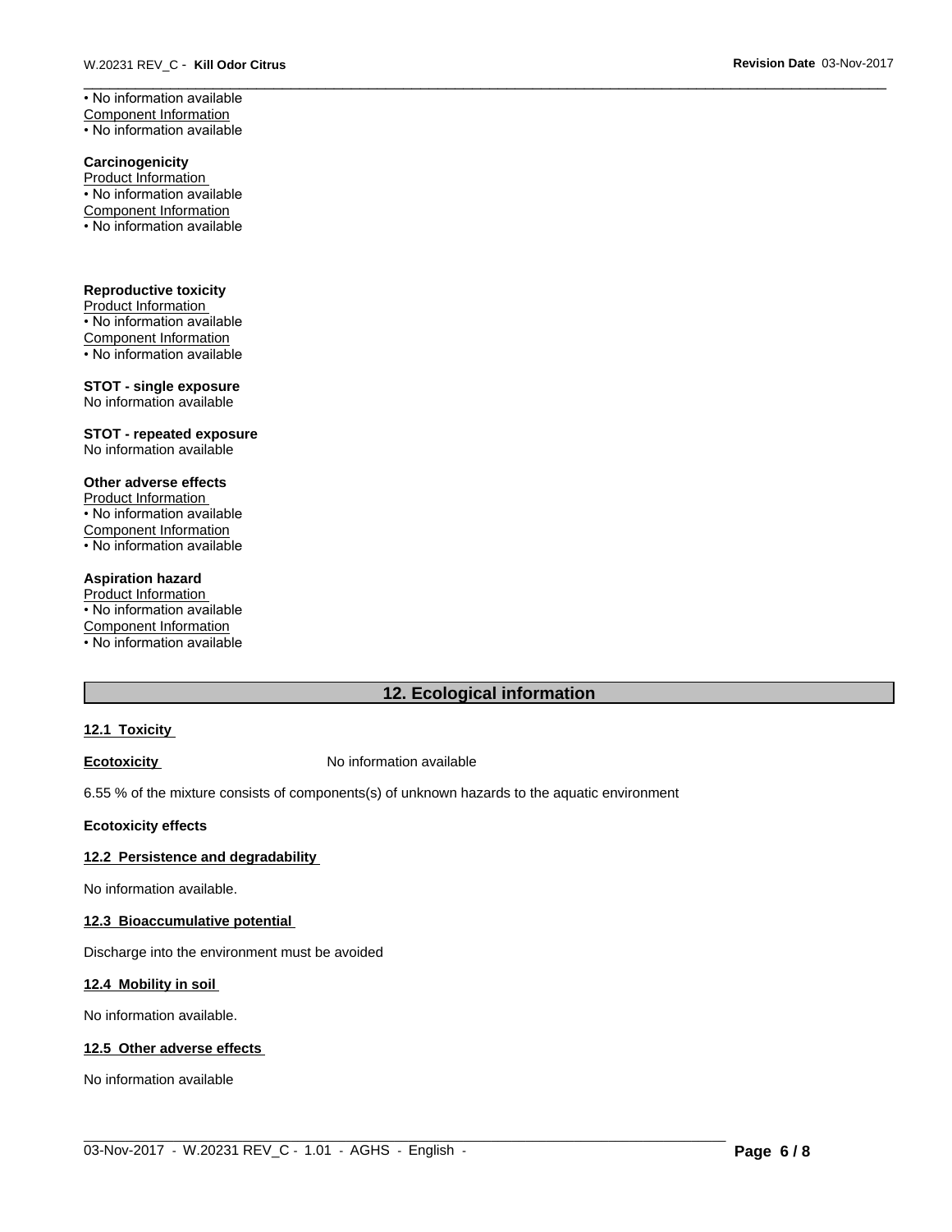• No information available

Component Information

• No information available

**Carcinogenicity**

Product Information

• No information available

Component Information

• No information available

**Reproductive toxicity**

Product Information

• No information available

Component Information

• No information available

**STOT - single exposure**

No information available

**STOT - repeated exposure**

No information available

**Other adverse effects**

Product Information

• No information available

Component Information

• No information available

**Aspiration hazard**

Product Information

• No information available

Component Information

• No information available

## 12. Ecological information

**12.1 Toxicity**

**Ecotoxicity** No information available

6.55 % of the mixture consists of components(s) of unknown hazards to the aquatic environment

**Ecotoxicity effects**

**12.2 Persistence and degradability**

No information available.

**12.3 Bioaccumulative potential**

Discharge into the environment must be avoided

**12.4 Mobility in soil**

No information available.

**12.5 Other adverse effects**

No information available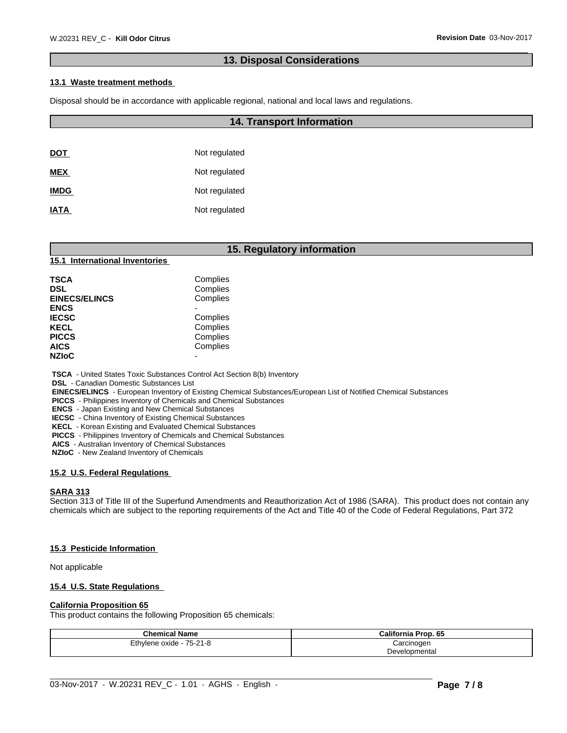## 13. Disposal Considerations

### 13.1 Waste treatment methods

Disposal should be in accordance with applicable regional, national and local laws and regulations.

## 14. Transport Information

| | |
|---|---|
| **DOT** | Not regulated |
| **MEX** | Not regulated |
| **IMDG** | Not regulated |
| **IATA** | Not regulated |

## 15. Regulatory information

### 15.1 International Inventories

| | |
|---|---|
| **TSCA** | Complies |
| **DSL** | Complies |
| **EINECS/ELINCS** | Complies |
| **ENCS** | - |
| **IECSC** | Complies |
| **KECL** | Complies |
| **PICCS** | Complies |
| **AICS** | Complies |
| **NZIoC** | - |

**TSCA** - United States Toxic Substances Control Act Section 8(b) Inventory
**DSL** - Canadian Domestic Substances List
**EINECS/ELINCS** - European Inventory of Existing Chemical Substances/European List of Notified Chemical Substances
**PICCS** - Philippines Inventory of Chemicals and Chemical Substances
**ENCS** - Japan Existing and New Chemical Substances
**IECSC** - China Inventory of Existing Chemical Substances
**KECL** - Korean Existing and Evaluated Chemical Substances
**PICCS** - Philippines Inventory of Chemicals and Chemical Substances
**AICS** - Australian Inventory of Chemical Substances
**NZIoC** - New Zealand Inventory of Chemicals

### 15.2 U.S. Federal Regulations

**SARA 313**
Section 313 of Title III of the Superfund Amendments and Reauthorization Act of 1986 (SARA). This product does not contain any chemicals which are subject to the reporting requirements of the Act and Title 40 of the Code of Federal Regulations, Part 372

### 15.3 Pesticide Information

Not applicable

### 15.4 U.S. State Regulations

**California Proposition 65**
This product contains the following Proposition 65 chemicals:

| Chemical Name | California Prop. 65 |
|---|---|
| Ethylene oxide - 75-21-8 | Carcinogen<br>Developmental |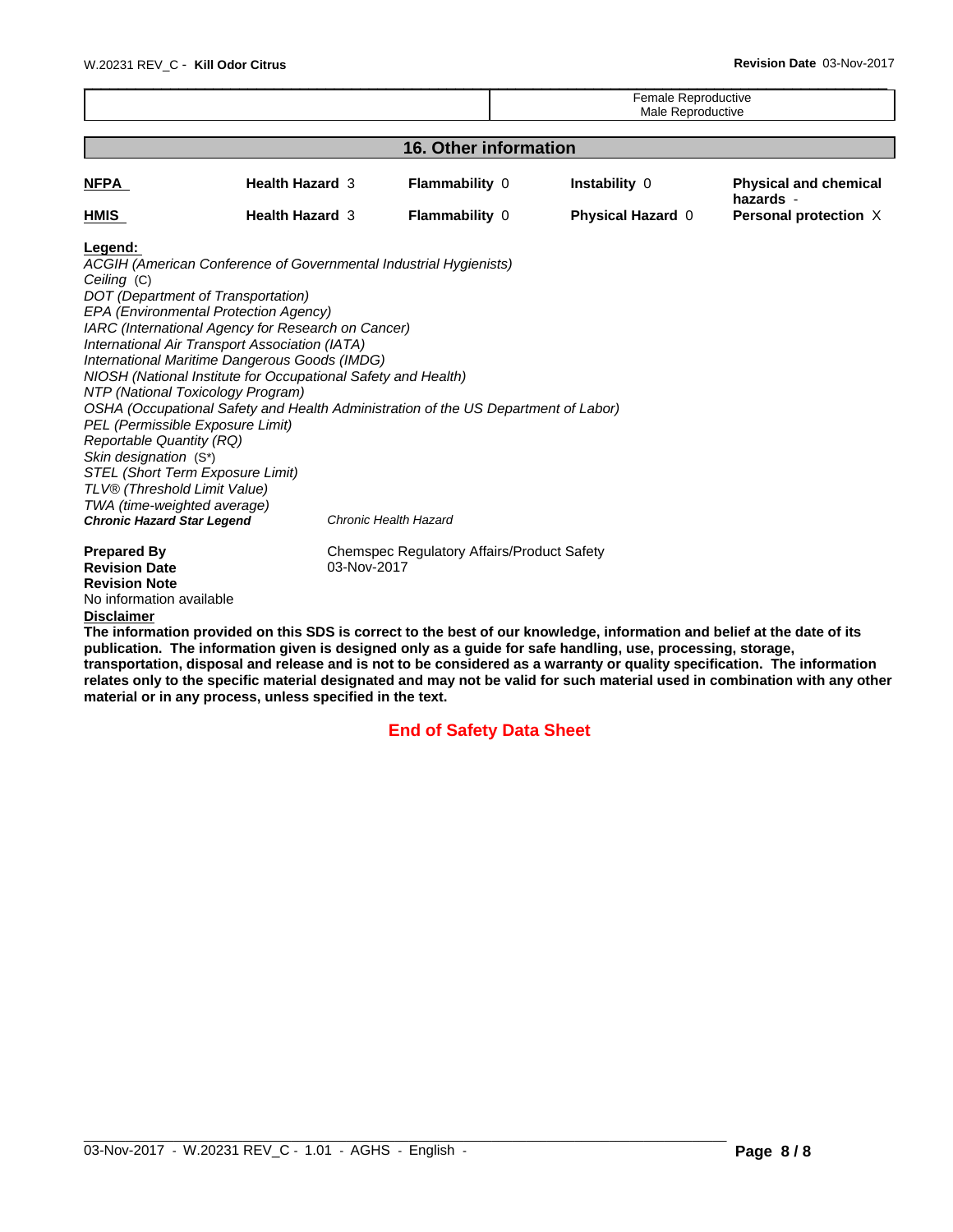| | |
|---|---|
| | Female Reproductive<br>Male Reproductive |

## 16. Other information

| | | | | |
|---|---|---|---|---|
| **NFPA** | **Health Hazard** 3 | **Flammability** 0 | **Instability** 0 | **Physical and chemical hazards** - |
| **HMIS** | **Health Hazard** 3 | **Flammability** 0 | **Physical Hazard** 0 | **Personal protection** X |

**Legend:**

*ACGIH (American Conference of Governmental Industrial Hygienists)*
*Ceiling* (C)
*DOT (Department of Transportation)*
*EPA (Environmental Protection Agency)*
*IARC (International Agency for Research on Cancer)*
*International Air Transport Association (IATA)*
*International Maritime Dangerous Goods (IMDG)*
*NIOSH (National Institute for Occupational Safety and Health)*
*NTP (National Toxicology Program)*
*OSHA (Occupational Safety and Health Administration of the US Department of Labor)*
*PEL (Permissible Exposure Limit)*
*Reportable Quantity (RQ)*
*Skin designation* (S*)
*STEL (Short Term Exposure Limit)*
*TLV® (Threshold Limit Value)*
*TWA (time-weighted average)*
***Chronic Hazard Star Legend*** *Chronic Health Hazard*

**Prepared By** Chemspec Regulatory Affairs/Product Safety
**Revision Date** 03-Nov-2017
**Revision Note**
No information available

**Disclaimer**

**The information provided on this SDS is correct to the best of our knowledge, information and belief at the date of its publication. The information given is designed only as a guide for safe handling, use, processing, storage, transportation, disposal and release and is not to be considered as a warranty or quality specification. The information relates only to the specific material designated and may not be valid for such material used in combination with any other material or in any process, unless specified in the text.**

**End of Safety Data Sheet**